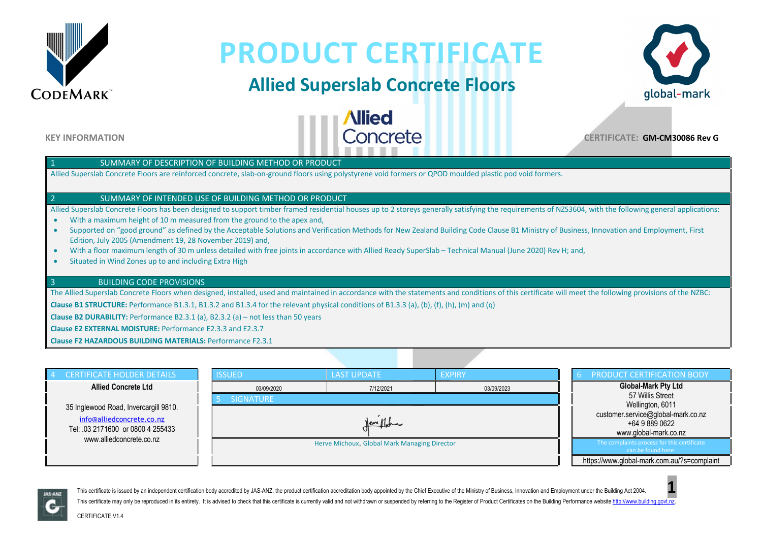# PRODUCT CERTIFICATE

## Allied Superslab Concrete Floors

**KEY INFORMATION**

**CERTIFICATE: GM-CM30086 Rev G**

### 1 SUMMARY OF DESCRIPTION OF BUILDING METHOD OR PRODUCT

Allied Superslab Concrete Floors are reinforced concrete, slab-on-ground floors using polystyrene void formers or QPOD moulded plastic pod void formers.

### 2 SUMMARY OF INTENDED USE OF BUILDING METHOD OR PRODUCT

Allied Superslab Concrete Floors has been designed to support timber framed residential houses up to 2 storeys generally satisfying the requirements of NZS3604, with the following general applications:

- With a maximum height of 10 m measured from the ground to the apex and,
- Supported on "good ground" as defined by the Acceptable Solutions and Verification Methods for New Zealand Building Code Clause B1 Ministry of Business, Innovation and Employment, First Edition, July 2005 (Amendment 19, 28 November 2019) and,
- With a floor maximum length of 30 m unless detailed with free joints in accordance with Allied Ready SuperSlab – Technical Manual (June 2020) Rev H; and,
- Situated in Wind Zones up to and including Extra High

### 3 BUILDING CODE PROVISIONS

The Allied Superslab Concrete Floors when designed, installed, used and maintained in accordance with the statements and conditions of this certificate will meet the following provisions of the NZBC:

**Clause B1 STRUCTURE:** Performance B1.3.1, B1.3.2 and B1.3.4 for the relevant physical conditions of B1.3.3 (a), (b), (f), (h), (m) and (q)

**Clause B2 DURABILITY:** Performance B2.3.1 (a), B2.3.2 (a) – not less than 50 years

**Clause E2 EXTERNAL MOISTURE:** Performance E2.3.3 and E2.3.7

**Clause F2 HAZARDOUS BUILDING MATERIALS:** Performance F2.3.1

### 4 CERTIFICATE HOLDER DETAILS

**Allied Concrete Ltd**

35 Inglewood Road, Invercargill 9810.
info@alliedconcrete.co.nz
Tel: .03 2171600 or 0800 4 255433
www.alliedconcrete.co.nz

| ISSUED | LAST UPDATE | EXPIRY |
|---|---|---|
| 03/09/2020 | 7/12/2021 | 03/09/2023 |

### 5 SIGNATURE

Herve Michoux, Global Mark Managing Director

### 6 PRODUCT CERTIFICATION BODY

**Global-Mark Pty Ltd**
57 Willis Street
Wellington, 6011
customer.service@global-mark.co.nz
+64 9 889 0622
www.global-mark.co.nz

The complaints process for this certificate can be found here:
https://www.global-mark.com.au/?s=complaint

This certificate is issued by an independent certification body accredited by JAS-ANZ, the product certification accreditation body appointed by the Chief Executive of the Ministry of Business, Innovation and Employment under the Building Act 2004.

This certificate may only be reproduced in its entirety. It is advised to check that this certificate is currently valid and not withdrawn or suspended by referring to the Register of Product Certificates on the Building Performance website http://www.building.govt.nz.

CERTIFICATE V1.4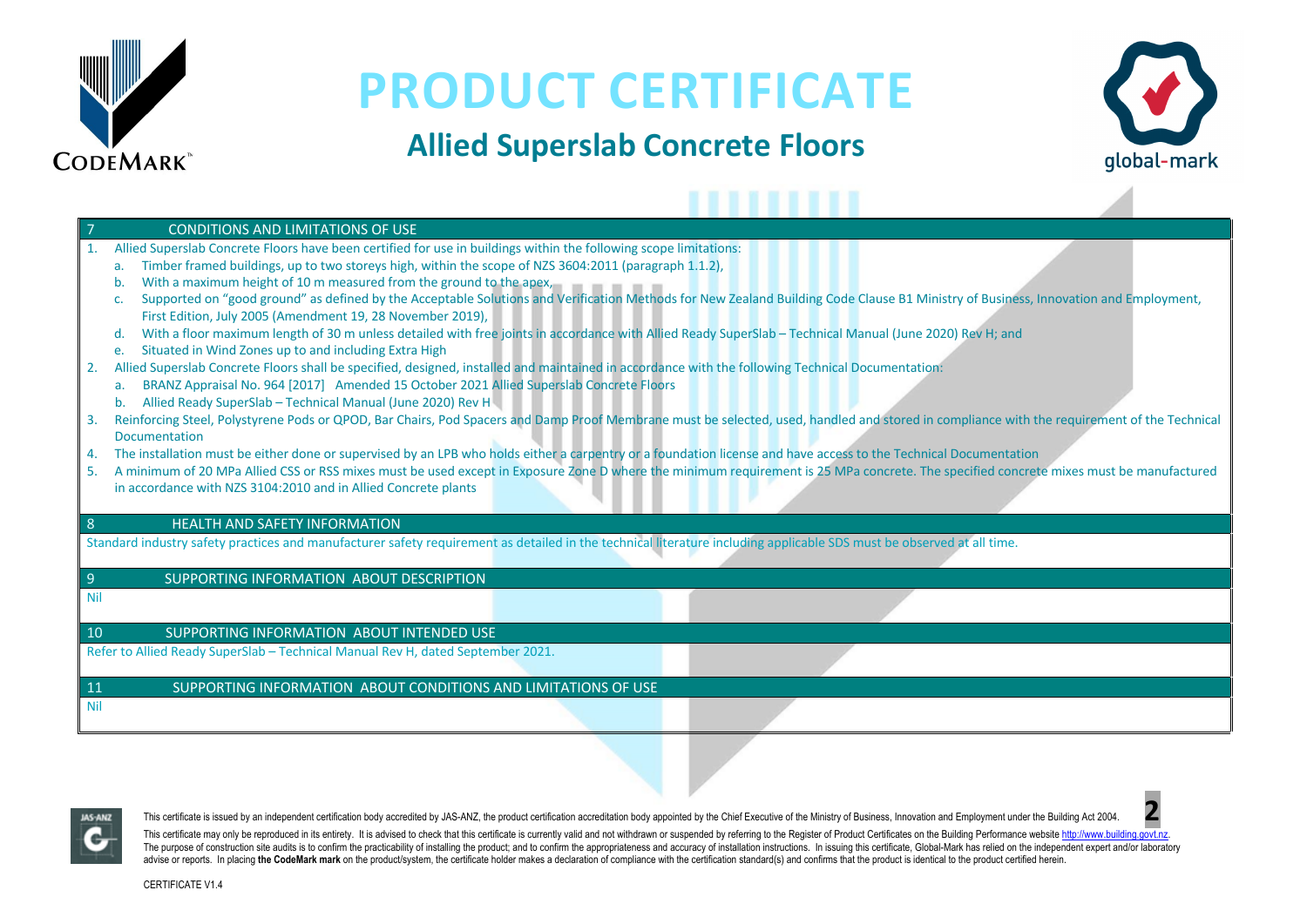# PRODUCT CERTIFICATE

## Allied Superslab Concrete Floors

### 7 CONDITIONS AND LIMITATIONS OF USE

1. Allied Superslab Concrete Floors have been certified for use in buildings within the following scope limitations:
   a. Timber framed buildings, up to two storeys high, within the scope of NZS 3604:2011 (paragraph 1.1.2),
   b. With a maximum height of 10 m measured from the ground to the apex,
   c. Supported on "good ground" as defined by the Acceptable Solutions and Verification Methods for New Zealand Building Code Clause B1 Ministry of Business, Innovation and Employment, First Edition, July 2005 (Amendment 19, 28 November 2019),
   d. With a floor maximum length of 30 m unless detailed with free joints in accordance with Allied Ready SuperSlab – Technical Manual (June 2020) Rev H; and
   e. Situated in Wind Zones up to and including Extra High
2. Allied Superslab Concrete Floors shall be specified, designed, installed and maintained in accordance with the following Technical Documentation:
   a. BRANZ Appraisal No. 964 [2017] Amended 15 October 2021 Allied Superslab Concrete Floors
   b. Allied Ready SuperSlab – Technical Manual (June 2020) Rev H
3. Reinforcing Steel, Polystyrene Pods or QPOD, Bar Chairs, Pod Spacers and Damp Proof Membrane must be selected, used, handled and stored in compliance with the requirement of the Technical Documentation
4. The installation must be either done or supervised by an LPB who holds either a carpentry or a foundation license and have access to the Technical Documentation
5. A minimum of 20 MPa Allied CSS or RSS mixes must be used except in Exposure Zone D where the minimum requirement is 25 MPa concrete. The specified concrete mixes must be manufactured in accordance with NZS 3104:2010 and in Allied Concrete plants

### 8 HEALTH AND SAFETY INFORMATION

Standard industry safety practices and manufacturer safety requirement as detailed in the technical literature including applicable SDS must be observed at all time.

### 9 SUPPORTING INFORMATION ABOUT DESCRIPTION

Nil

### 10 SUPPORTING INFORMATION ABOUT INTENDED USE

Refer to Allied Ready SuperSlab – Technical Manual Rev H, dated September 2021.

### 11 SUPPORTING INFORMATION ABOUT CONDITIONS AND LIMITATIONS OF USE

Nil

This certificate is issued by an independent certification body accredited by JAS-ANZ, the product certification accreditation body appointed by the Chief Executive of the Ministry of Business, Innovation and Employment under the Building Act 2004.

This certificate may only be reproduced in its entirety. It is advised to check that this certificate is currently valid and not withdrawn or suspended by referring to the Register of Product Certificates on the Building Performance website http://www.building.govt.nz. The purpose of construction site audits is to confirm the practicability of installing the product; and to confirm the appropriateness and accuracy of installation instructions. In issuing this certificate, Global-Mark has relied on the independent expert and/or laboratory advise or reports. In placing **the CodeMark mark** on the product/system, the certificate holder makes a declaration of compliance with the certification standard(s) and confirms that the product is identical to the product certified herein.

CERTIFICATE V1.4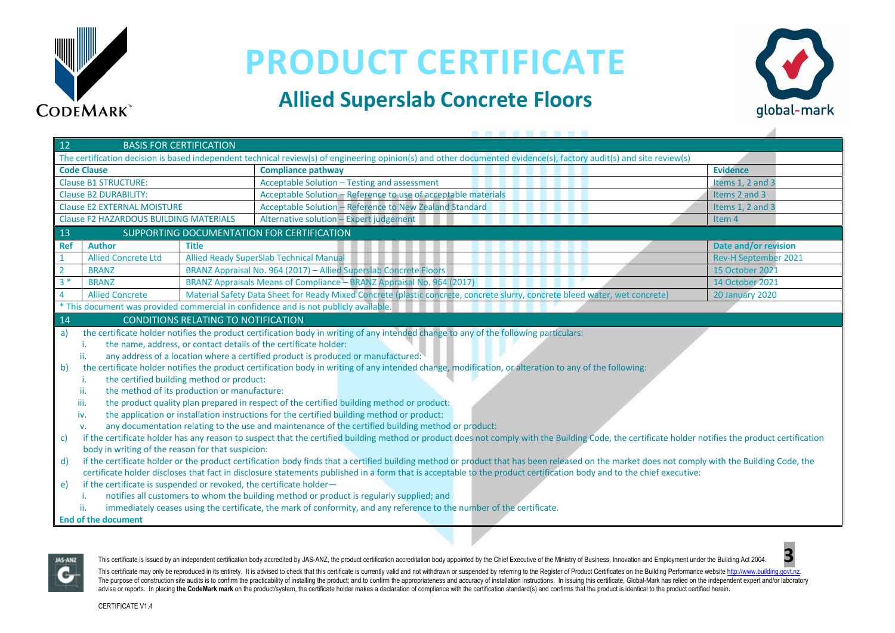// PRODUCT CERTIFICATE

## Allied Superslab Concrete Floors

### 12 BASIS FOR CERTIFICATION

The certification decision is based independent technical review(s) of engineering opinion(s) and other documented evidence(s), factory audit(s) and site review(s)

| Code Clause | Compliance pathway | Evidence |
|---|---|---|
| Clause B1 STRUCTURE: | Acceptable Solution – Testing and assessment | Items 1, 2 and 3 |
| Clause B2 DURABILITY: | Acceptable Solution – Reference to use of acceptable materials | Items 2 and 3 |
| Clause E2 EXTERNAL MOISTURE | Acceptable Solution – Reference to New Zealand Standard | Items 1, 2 and 3 |
| Clause F2 HAZARDOUS BUILDING MATERIALS | Alternative solution – Expert judgement | Item 4 |

### 13 SUPPORTING DOCUMENTATION FOR CERTIFICATION

| Ref | Author | Title | Date and/or revision |
|---|---|---|---|
| 1 | Allied Concrete Ltd | Allied Ready SuperSlab Technical Manual | Rev-H September 2021 |
| 2 | BRANZ | BRANZ Appraisal No. 964 (2017) – Allied Superslab Concrete Floors | 15 October 2021 |
| 3 * | BRANZ | BRANZ Appraisals Means of Compliance – BRANZ Appraisal No. 964 (2017) | 14 October 2021 |
| 4 | Allied Concrete | Material Safety Data Sheet for Ready Mixed Concrete (plastic concrete, concrete slurry, concrete bleed water, wet concrete) | 20 January 2020 |

* This document was provided commercial in confidence and is not publicly available.

### 14 CONDITIONS RELATING TO NOTIFICATION

a) the certificate holder notifies the product certification body in writing of any intended change to any of the following particulars:
   i. the name, address, or contact details of the certificate holder:
   ii. any address of a location where a certified product is produced or manufactured:

b) the certificate holder notifies the product certification body in writing of any intended change, modification, or alteration to any of the following:
   i. the certified building method or product:
   ii. the method of its production or manufacture:
   iii. the product quality plan prepared in respect of the certified building method or product:
   iv. the application or installation instructions for the certified building method or product:
   v. any documentation relating to the use and maintenance of the certified building method or product:

c) if the certificate holder has any reason to suspect that the certified building method or product does not comply with the Building Code, the certificate holder notifies the product certification body in writing of the reason for that suspicion:

d) if the certificate holder or the product certification body finds that a certified building method or product that has been released on the market does not comply with the Building Code, the certificate holder discloses that fact in disclosure statements published in a form that is acceptable to the product certification body and to the chief executive:

e) if the certificate is suspended or revoked, the certificate holder—
   i. notifies all customers to whom the building method or product is regularly supplied; and
   ii. immediately ceases using the certificate, the mark of conformity, and any reference to the number of the certificate.

**End of the document**

This certificate is issued by an independent certification body accredited by JAS-ANZ, the product certification accreditation body appointed by the Chief Executive of the Ministry of Business, Innovation and Employment under the Building Act 2004.

This certificate may only be reproduced in its entirety. It is advised to check that this certificate is currently valid and not withdrawn or suspended by referring to the Register of Product Certificates on the Building Performance website http://www.building.govt.nz. The purpose of construction site audits is to confirm the practicability of installing the product; and to confirm the appropriateness and accuracy of installation instructions. In issuing this certificate, Global-Mark has relied on the independent expert and/or laboratory advise or reports. In placing **the CodeMark mark** on the product/system, the certificate holder makes a declaration of compliance with the certification standard(s) and confirms that the product is identical to the product certified herein.

CERTIFICATE V1.4